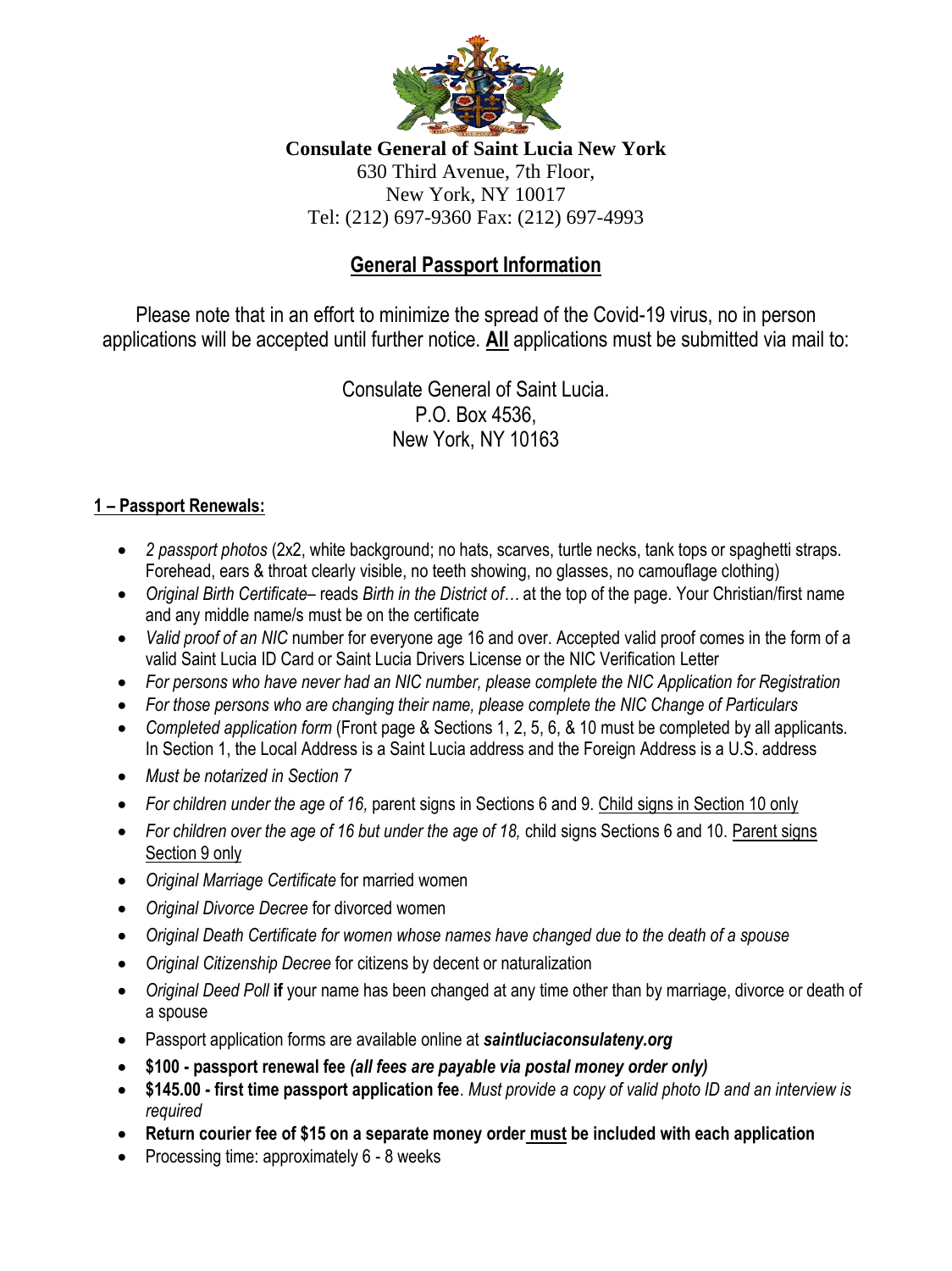**Consulate General of Saint Lucia New York**
630 Third Avenue, 7th Floor,
New York, NY 10017
Tel: (212) 697-9360 Fax: (212) 697-4993

# General Passport Information

Please note that in an effort to minimize the spread of the Covid-19 virus, no in person applications will be accepted until further notice. **All** applications must be submitted via mail to:

Consulate General of Saint Lucia.
P.O. Box 4536,
New York, NY 10163

## 1 – Passport Renewals:

- *2 passport photos* (2x2, white background; no hats, scarves, turtle necks, tank tops or spaghetti straps. Forehead, ears & throat clearly visible, no teeth showing, no glasses, no camouflage clothing)
- *Original Birth Certificate*– reads *Birth in the District of…* at the top of the page. Your Christian/first name and any middle name/s must be on the certificate
- *Valid proof of an NIC* number for everyone age 16 and over. Accepted valid proof comes in the form of a valid Saint Lucia ID Card or Saint Lucia Drivers License or the NIC Verification Letter
- *For persons who have never had an NIC number, please complete the NIC Application for Registration*
- *For those persons who are changing their name, please complete the NIC Change of Particulars*
- *Completed application form* (Front page & Sections 1, 2, 5, 6, & 10 must be completed by all applicants. In Section 1, the Local Address is a Saint Lucia address and the Foreign Address is a U.S. address
- *Must be notarized in Section 7*
- *For children under the age of 16,* parent signs in Sections 6 and 9. Child signs in Section 10 only
- *For children over the age of 16 but under the age of 18,* child signs Sections 6 and 10. Parent signs Section 9 only
- *Original Marriage Certificate* for married women
- *Original Divorce Decree* for divorced women
- *Original Death Certificate for women whose names have changed due to the death of a spouse*
- *Original Citizenship Decree* for citizens by decent or naturalization
- *Original Deed Poll* **if** your name has been changed at any time other than by marriage, divorce or death of a spouse
- Passport application forms are available online at ***saintluciaconsulateny.org***
- **$100 - passport renewal fee *(all fees are payable via postal money order only)***
- **$145.00 - first time passport application fee**. *Must provide a copy of valid photo ID and an interview is required*
- **Return courier fee of $15 on a separate money order must be included with each application**
- Processing time: approximately 6 - 8 weeks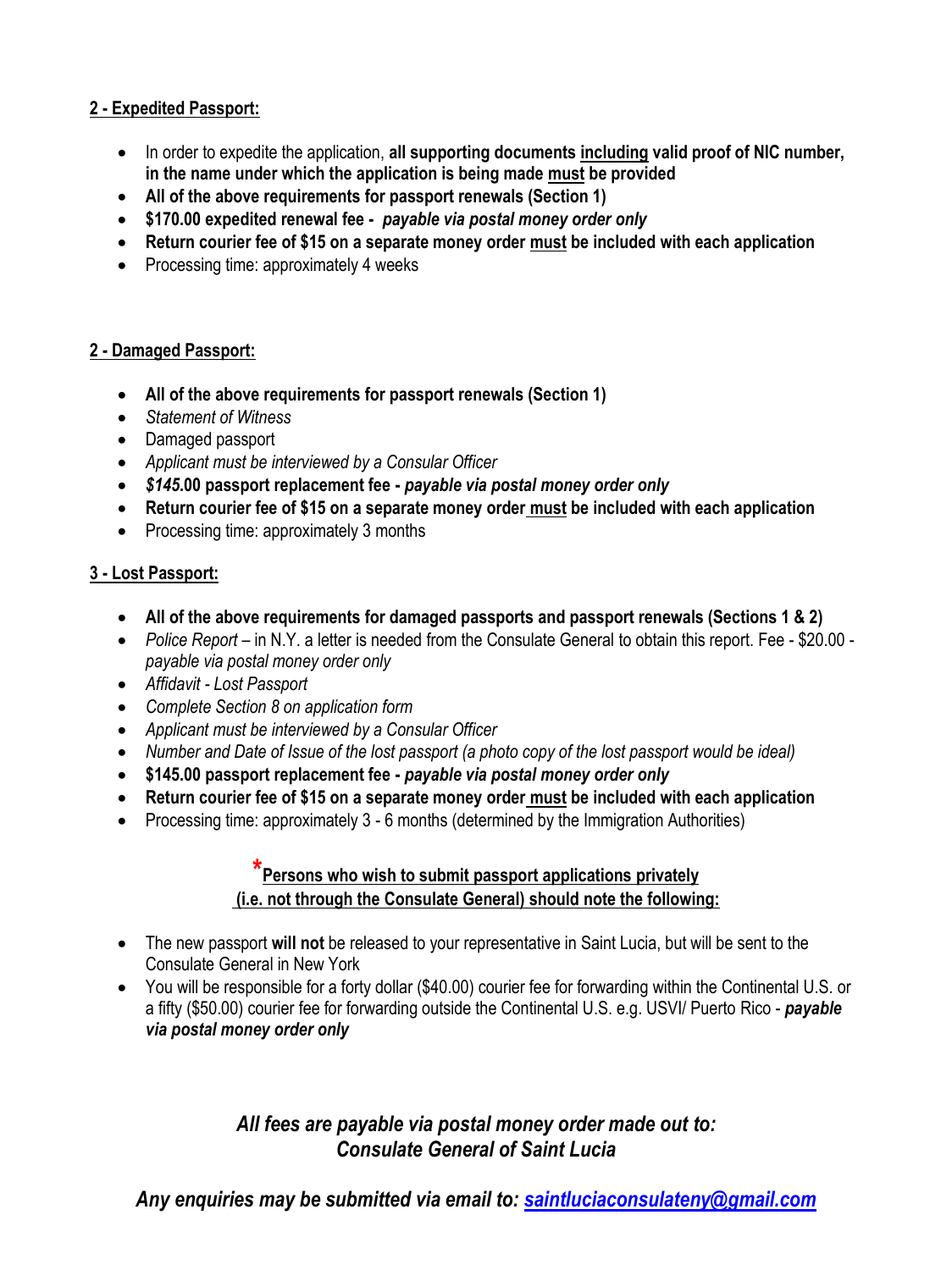## 2 - Expedited Passport:

- In order to expedite the application, **all supporting documents <u>including</u> valid proof of NIC number, in the name under which the application is being made <u>must</u> be provided**
- **All of the above requirements for passport renewals (Section 1)**
- **$170.00 expedited renewal fee -** ***payable via postal money order only***
- **Return courier fee of $15 on a separate money order <u>must</u> be included with each application**
- Processing time: approximately 4 weeks

## 2 - Damaged Passport:

- **All of the above requirements for passport renewals (Section 1)**
- *Statement of Witness*
- Damaged passport
- *Applicant must be interviewed by a Consular Officer*
- ***$145*.00 passport replacement fee -** ***payable via postal money order only***
- **Return courier fee of $15 on a separate money order <u>must</u> be included with each application**
- Processing time: approximately 3 months

## 3 - Lost Passport:

- **All of the above requirements for damaged passports and passport renewals (Sections 1 & 2)**
- *Police Report* – in N.Y. a letter is needed from the Consulate General to obtain this report. Fee - $20.00 - *payable via postal money order only*
- *Affidavit - Lost Passport*
- *Complete Section 8 on application form*
- *Applicant must be interviewed by a Consular Officer*
- *Number and Date of Issue of the lost passport (a photo copy of the lost passport would be ideal)*
- **$145.00 passport replacement fee -** ***payable via postal money order only***
- **Return courier fee of $15 on a separate money order <u>must</u> be included with each application**
- Processing time: approximately 3 - 6 months (determined by the Immigration Authorities)

**\*<u>Persons who wish to submit passport applications privately (i.e. not through the Consulate General) should note the following:</u>**

- The new passport **will not** be released to your representative in Saint Lucia, but will be sent to the Consulate General in New York
- You will be responsible for a forty dollar ($40.00) courier fee for forwarding within the Continental U.S. or a fifty ($50.00) courier fee for forwarding outside the Continental U.S. e.g. USVI/ Puerto Rico - ***payable via postal money order only***

***All fees are payable via postal money order made out to: Consulate General of Saint Lucia***

***Any enquiries may be submitted via email to: saintluciaconsulateny@gmail.com***